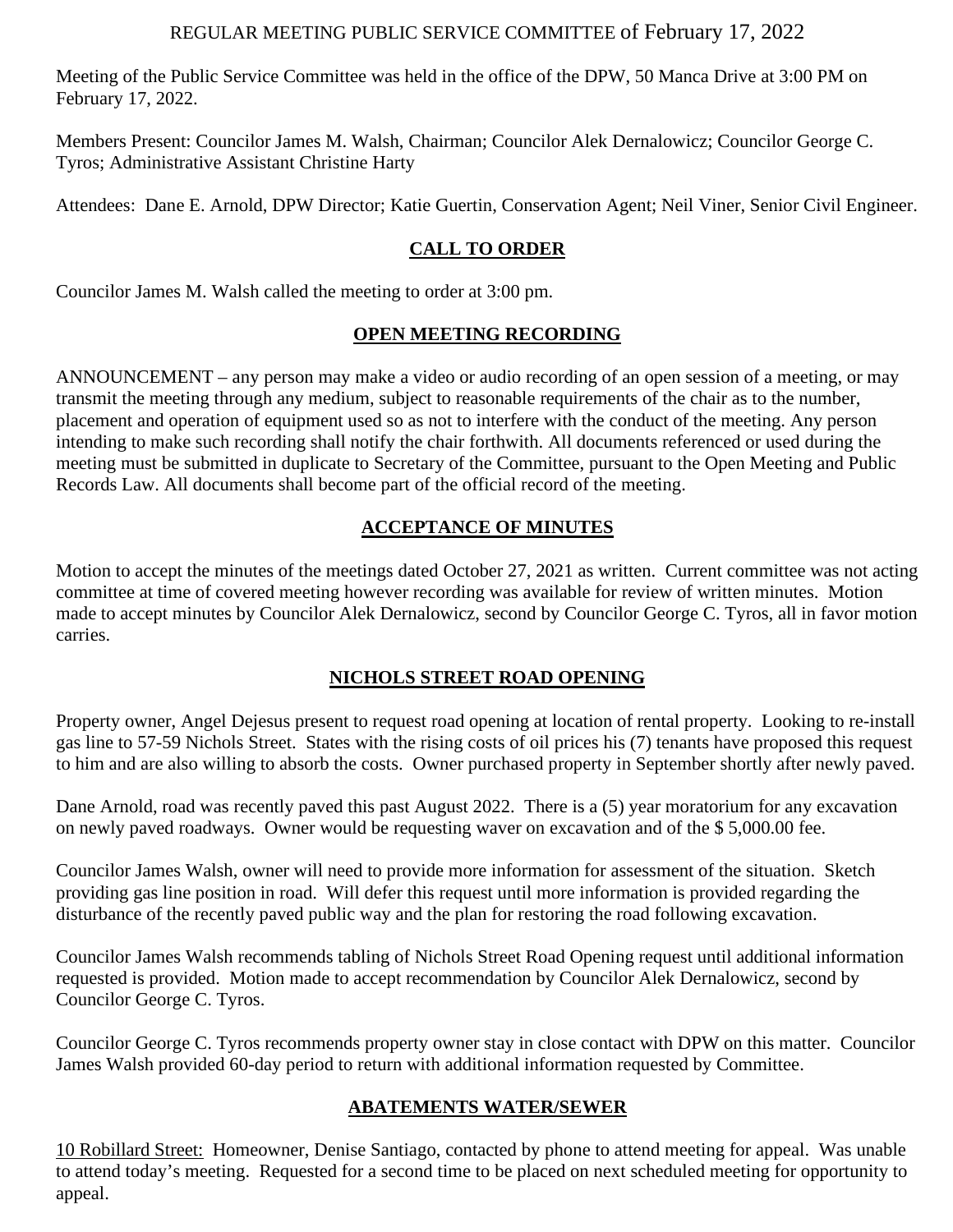# REGULAR MEETING PUBLIC SERVICE COMMITTEE of February 17, 2022

Meeting of the Public Service Committee was held in the office of the DPW, 50 Manca Drive at 3:00 PM on February 17, 2022.

Members Present: Councilor James M. Walsh, Chairman; Councilor Alek Dernalowicz; Councilor George C. Tyros; Administrative Assistant Christine Harty

Attendees: Dane E. Arnold, DPW Director; Katie Guertin, Conservation Agent; Neil Viner, Senior Civil Engineer.

## CALL TO ORDER

Councilor James M. Walsh called the meeting to order at 3:00 pm.

## OPEN MEETING RECORDING

ANNOUNCEMENT – any person may make a video or audio recording of an open session of a meeting, or may transmit the meeting through any medium, subject to reasonable requirements of the chair as to the number, placement and operation of equipment used so as not to interfere with the conduct of the meeting. Any person intending to make such recording shall notify the chair forthwith. All documents referenced or used during the meeting must be submitted in duplicate to Secretary of the Committee, pursuant to the Open Meeting and Public Records Law. All documents shall become part of the official record of the meeting.

## ACCEPTANCE OF MINUTES

Motion to accept the minutes of the meetings dated October 27, 2021 as written. Current committee was not acting committee at time of covered meeting however recording was available for review of written minutes. Motion made to accept minutes by Councilor Alek Dernalowicz, second by Councilor George C. Tyros, all in favor motion carries.

## NICHOLS STREET ROAD OPENING

Property owner, Angel Dejesus present to request road opening at location of rental property. Looking to re-install gas line to 57-59 Nichols Street. States with the rising costs of oil prices his (7) tenants have proposed this request to him and are also willing to absorb the costs. Owner purchased property in September shortly after newly paved.

Dane Arnold, road was recently paved this past August 2022. There is a (5) year moratorium for any excavation on newly paved roadways. Owner would be requesting waver on excavation and of the $ 5,000.00 fee.

Councilor James Walsh, owner will need to provide more information for assessment of the situation. Sketch providing gas line position in road. Will defer this request until more information is provided regarding the disturbance of the recently paved public way and the plan for restoring the road following excavation.

Councilor James Walsh recommends tabling of Nichols Street Road Opening request until additional information requested is provided. Motion made to accept recommendation by Councilor Alek Dernalowicz, second by Councilor George C. Tyros.

Councilor George C. Tyros recommends property owner stay in close contact with DPW on this matter. Councilor James Walsh provided 60-day period to return with additional information requested by Committee.

## ABATEMENTS WATER/SEWER

10 Robillard Street: Homeowner, Denise Santiago, contacted by phone to attend meeting for appeal. Was unable to attend today's meeting. Requested for a second time to be placed on next scheduled meeting for opportunity to appeal.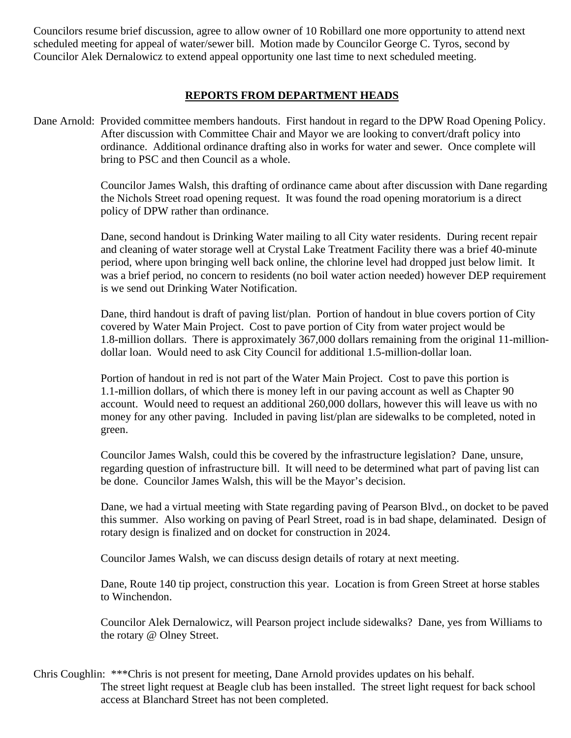Councilors resume brief discussion, agree to allow owner of 10 Robillard one more opportunity to attend next scheduled meeting for appeal of water/sewer bill. Motion made by Councilor George C. Tyros, second by Councilor Alek Dernalowicz to extend appeal opportunity one last time to next scheduled meeting.

## REPORTS FROM DEPARTMENT HEADS

Dane Arnold: Provided committee members handouts. First handout in regard to the DPW Road Opening Policy. After discussion with Committee Chair and Mayor we are looking to convert/draft policy into ordinance. Additional ordinance drafting also in works for water and sewer. Once complete will bring to PSC and then Council as a whole.

Councilor James Walsh, this drafting of ordinance came about after discussion with Dane regarding the Nichols Street road opening request. It was found the road opening moratorium is a direct policy of DPW rather than ordinance.

Dane, second handout is Drinking Water mailing to all City water residents. During recent repair and cleaning of water storage well at Crystal Lake Treatment Facility there was a brief 40-minute period, where upon bringing well back online, the chlorine level had dropped just below limit. It was a brief period, no concern to residents (no boil water action needed) however DEP requirement is we send out Drinking Water Notification.

Dane, third handout is draft of paving list/plan. Portion of handout in blue covers portion of City covered by Water Main Project. Cost to pave portion of City from water project would be 1.8-million dollars. There is approximately 367,000 dollars remaining from the original 11-million-dollar loan. Would need to ask City Council for additional 1.5-million-dollar loan.

Portion of handout in red is not part of the Water Main Project. Cost to pave this portion is 1.1-million dollars, of which there is money left in our paving account as well as Chapter 90 account. Would need to request an additional 260,000 dollars, however this will leave us with no money for any other paving. Included in paving list/plan are sidewalks to be completed, noted in green.

Councilor James Walsh, could this be covered by the infrastructure legislation? Dane, unsure, regarding question of infrastructure bill. It will need to be determined what part of paving list can be done. Councilor James Walsh, this will be the Mayor's decision.

Dane, we had a virtual meeting with State regarding paving of Pearson Blvd., on docket to be paved this summer. Also working on paving of Pearl Street, road is in bad shape, delaminated. Design of rotary design is finalized and on docket for construction in 2024.

Councilor James Walsh, we can discuss design details of rotary at next meeting.

Dane, Route 140 tip project, construction this year. Location is from Green Street at horse stables to Winchendon.

Councilor Alek Dernalowicz, will Pearson project include sidewalks? Dane, yes from Williams to the rotary @ Olney Street.

Chris Coughlin: ***Chris is not present for meeting, Dane Arnold provides updates on his behalf. The street light request at Beagle club has been installed. The street light request for back school access at Blanchard Street has not been completed.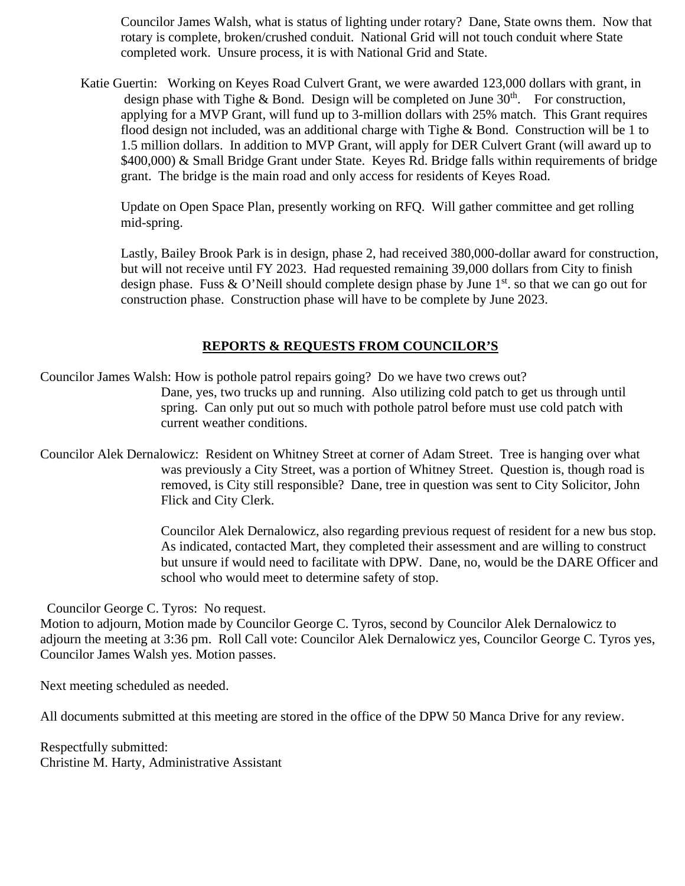Councilor James Walsh, what is status of lighting under rotary? Dane, State owns them. Now that rotary is complete, broken/crushed conduit. National Grid will not touch conduit where State completed work. Unsure process, it is with National Grid and State.

Katie Guertin: Working on Keyes Road Culvert Grant, we were awarded 123,000 dollars with grant, in design phase with Tighe & Bond. Design will be completed on June 30th. For construction, applying for a MVP Grant, will fund up to 3-million dollars with 25% match. This Grant requires flood design not included, was an additional charge with Tighe & Bond. Construction will be 1 to 1.5 million dollars. In addition to MVP Grant, will apply for DER Culvert Grant (will award up to $400,000) & Small Bridge Grant under State. Keyes Rd. Bridge falls within requirements of bridge grant. The bridge is the main road and only access for residents of Keyes Road.

Update on Open Space Plan, presently working on RFQ. Will gather committee and get rolling mid-spring.

Lastly, Bailey Brook Park is in design, phase 2, had received 380,000-dollar award for construction, but will not receive until FY 2023. Had requested remaining 39,000 dollars from City to finish design phase. Fuss & O'Neill should complete design phase by June 1st. so that we can go out for construction phase. Construction phase will have to be complete by June 2023.

## REPORTS & REQUESTS FROM COUNCILOR'S

Councilor James Walsh: How is pothole patrol repairs going? Do we have two crews out?
Dane, yes, two trucks up and running. Also utilizing cold patch to get us through until spring. Can only put out so much with pothole patrol before must use cold patch with current weather conditions.

Councilor Alek Dernalowicz: Resident on Whitney Street at corner of Adam Street. Tree is hanging over what was previously a City Street, was a portion of Whitney Street. Question is, though road is removed, is City still responsible? Dane, tree in question was sent to City Solicitor, John Flick and City Clerk.

Councilor Alek Dernalowicz, also regarding previous request of resident for a new bus stop. As indicated, contacted Mart, they completed their assessment and are willing to construct but unsure if would need to facilitate with DPW. Dane, no, would be the DARE Officer and school who would meet to determine safety of stop.

Councilor George C. Tyros: No request.

Motion to adjourn, Motion made by Councilor George C. Tyros, second by Councilor Alek Dernalowicz to adjourn the meeting at 3:36 pm. Roll Call vote: Councilor Alek Dernalowicz yes, Councilor George C. Tyros yes, Councilor James Walsh yes. Motion passes.

Next meeting scheduled as needed.

All documents submitted at this meeting are stored in the office of the DPW 50 Manca Drive for any review.

Respectfully submitted:
Christine M. Harty, Administrative Assistant